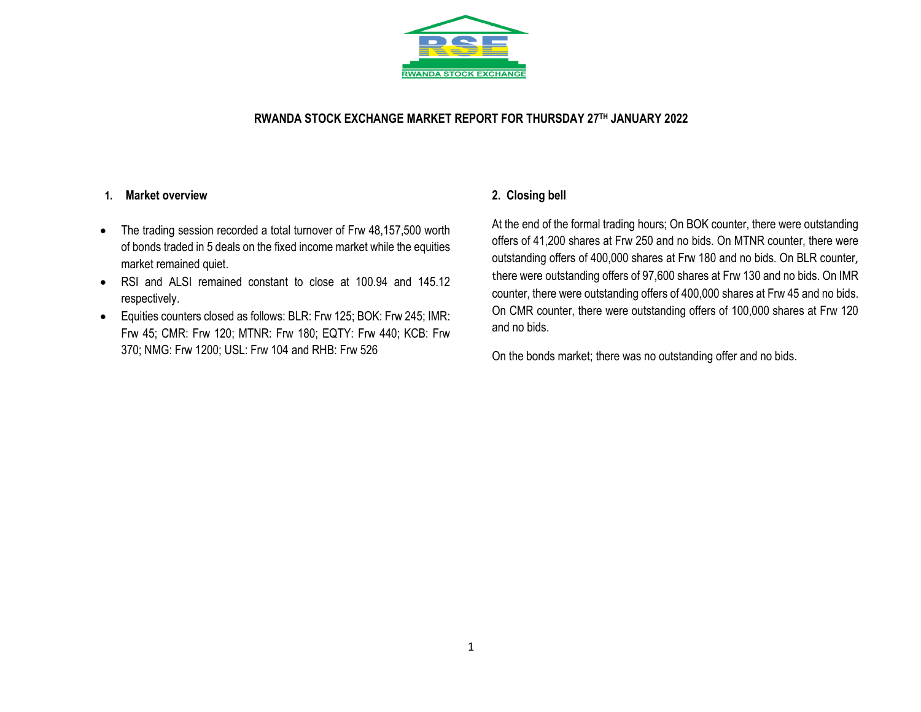RWANDA STOCK EXCHANGE

# RWANDA STOCK EXCHANGE MARKET REPORT FOR THURSDAY 27TH JANUARY 2022

## 1. Market overview

- The trading session recorded a total turnover of Frw 48,157,500 worth of bonds traded in 5 deals on the fixed income market while the equities market remained quiet.
- RSI and ALSI remained constant to close at 100.94 and 145.12 respectively.
- Equities counters closed as follows: BLR: Frw 125; BOK: Frw 245; IMR: Frw 45; CMR: Frw 120; MTNR: Frw 180; EQTY: Frw 440; KCB: Frw 370; NMG: Frw 1200; USL: Frw 104 and RHB: Frw 526

## 2. Closing bell

At the end of the formal trading hours; On BOK counter, there were outstanding offers of 41,200 shares at Frw 250 and no bids. On MTNR counter, there were outstanding offers of 400,000 shares at Frw 180 and no bids. On BLR counter, there were outstanding offers of 97,600 shares at Frw 130 and no bids. On IMR counter, there were outstanding offers of 400,000 shares at Frw 45 and no bids. On CMR counter, there were outstanding offers of 100,000 shares at Frw 120 and no bids.

On the bonds market; there was no outstanding offer and no bids.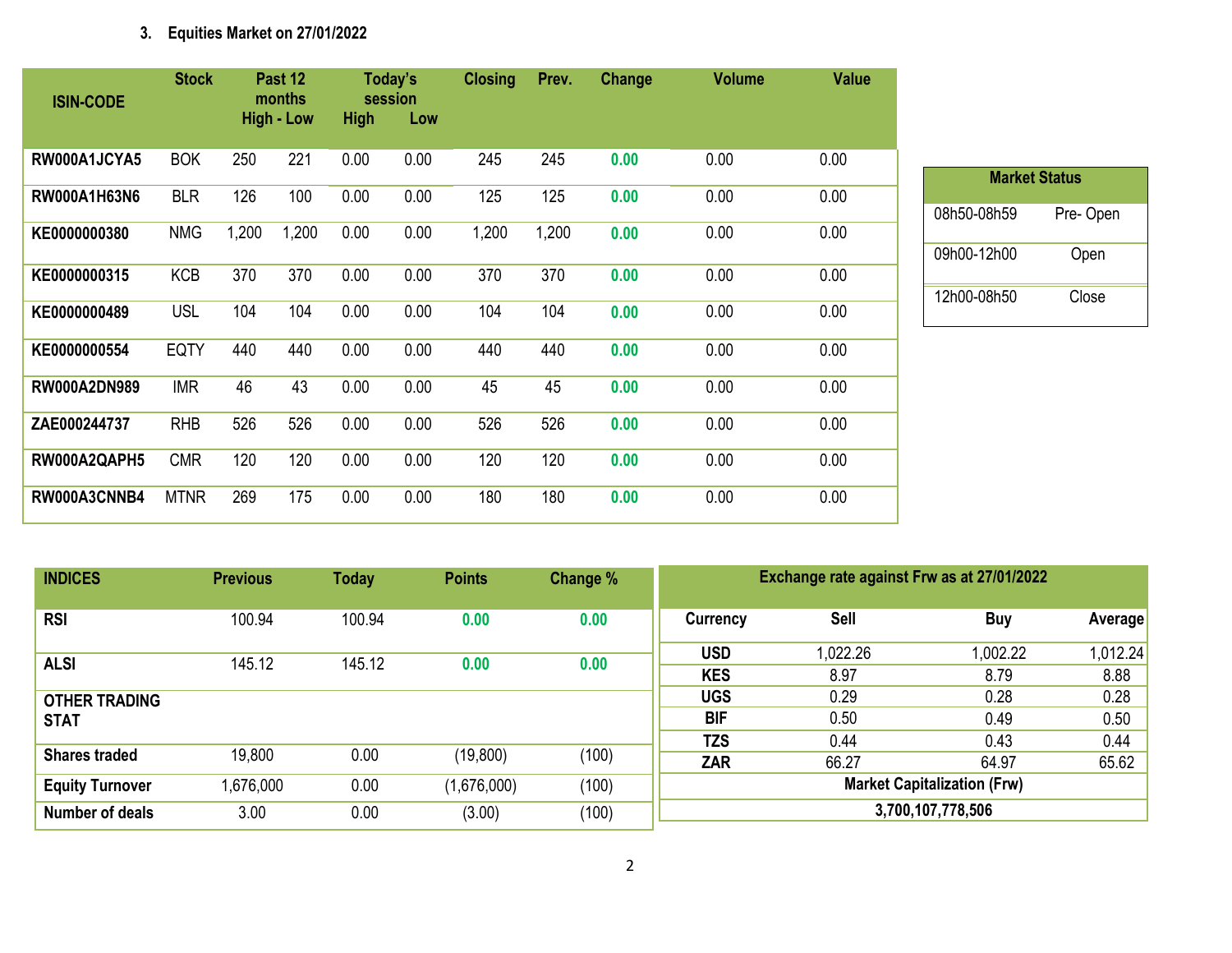### 3. Equities Market on 27/01/2022

| ISIN-CODE | Stock | Past 12 months High - Low | | Today's session High | Low | Closing | Prev. | Change | Volume | Value |
|---|---|---|---|---|---|---|---|---|---|---|
| RW000A1JCYA5 | BOK | 250 | 221 | 0.00 | 0.00 | 245 | 245 | 0.00 | 0.00 | 0.00 |
| RW000A1H63N6 | BLR | 126 | 100 | 0.00 | 0.00 | 125 | 125 | 0.00 | 0.00 | 0.00 |
| KE0000000380 | NMG | 1,200 | 1,200 | 0.00 | 0.00 | 1,200 | 1,200 | 0.00 | 0.00 | 0.00 |
| KE0000000315 | KCB | 370 | 370 | 0.00 | 0.00 | 370 | 370 | 0.00 | 0.00 | 0.00 |
| KE0000000489 | USL | 104 | 104 | 0.00 | 0.00 | 104 | 104 | 0.00 | 0.00 | 0.00 |
| KE0000000554 | EQTY | 440 | 440 | 0.00 | 0.00 | 440 | 440 | 0.00 | 0.00 | 0.00 |
| RW000A2DN989 | IMR | 46 | 43 | 0.00 | 0.00 | 45 | 45 | 0.00 | 0.00 | 0.00 |
| ZAE000244737 | RHB | 526 | 526 | 0.00 | 0.00 | 526 | 526 | 0.00 | 0.00 | 0.00 |
| RW000A2QAPH5 | CMR | 120 | 120 | 0.00 | 0.00 | 120 | 120 | 0.00 | 0.00 | 0.00 |
| RW000A3CNNB4 | MTNR | 269 | 175 | 0.00 | 0.00 | 180 | 180 | 0.00 | 0.00 | 0.00 |

| Market Status | |
|---|---|
| 08h50-08h59 | Pre- Open |
| 09h00-12h00 | Open |
| 12h00-08h50 | Close |

| INDICES | Previous | Today | Points | Change % |
|---|---|---|---|---|
| RSI | 100.94 | 100.94 | 0.00 | 0.00 |
| ALSI | 145.12 | 145.12 | 0.00 | 0.00 |
| OTHER TRADING STAT | | | | |
| Shares traded | 19,800 | 0.00 | (19,800) | (100) |
| Equity Turnover | 1,676,000 | 0.00 | (1,676,000) | (100) |
| Number of deals | 3.00 | 0.00 | (3.00) | (100) |

| Exchange rate against Frw as at 27/01/2022 | | | |
|---|---|---|---|
| Currency | Sell | Buy | Average |
| USD | 1,022.26 | 1,002.22 | 1,012.24 |
| KES | 8.97 | 8.79 | 8.88 |
| UGS | 0.29 | 0.28 | 0.28 |
| BIF | 0.50 | 0.49 | 0.50 |
| TZS | 0.44 | 0.43 | 0.44 |
| ZAR | 66.27 | 64.97 | 65.62 |
| Market Capitalization (Frw) | | | |
| 3,700,107,778,506 | | | |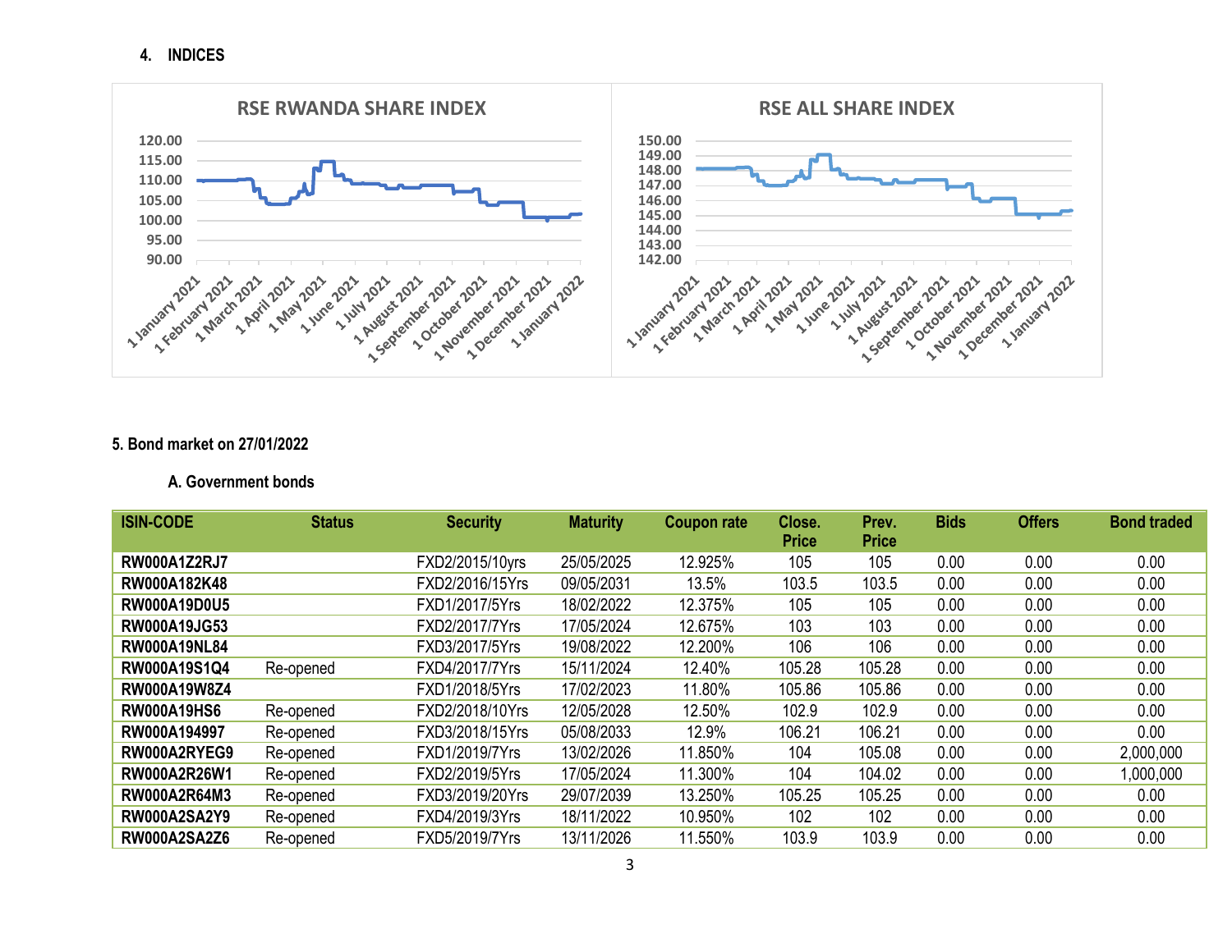## 4. INDICES

RSE RWANDA SHARE INDEX

RSE ALL SHARE INDEX

## 5. Bond market on 27/01/2022

### A. Government bonds

| ISIN-CODE | Status | Security | Maturity | Coupon rate | Close. Price | Prev. Price | Bids | Offers | Bond traded |
|---|---|---|---|---|---|---|---|---|---|
| RW000A1Z2RJ7 | | FXD2/2015/10yrs | 25/05/2025 | 12.925% | 105 | 105 | 0.00 | 0.00 | 0.00 |
| RW000A182K48 | | FXD2/2016/15Yrs | 09/05/2031 | 13.5% | 103.5 | 103.5 | 0.00 | 0.00 | 0.00 |
| RW000A19D0U5 | | FXD1/2017/5Yrs | 18/02/2022 | 12.375% | 105 | 105 | 0.00 | 0.00 | 0.00 |
| RW000A19JG53 | | FXD2/2017/7Yrs | 17/05/2024 | 12.675% | 103 | 103 | 0.00 | 0.00 | 0.00 |
| RW000A19NL84 | | FXD3/2017/5Yrs | 19/08/2022 | 12.200% | 106 | 106 | 0.00 | 0.00 | 0.00 |
| RW000A19S1Q4 | Re-opened | FXD4/2017/7Yrs | 15/11/2024 | 12.40% | 105.28 | 105.28 | 0.00 | 0.00 | 0.00 |
| RW000A19W8Z4 | | FXD1/2018/5Yrs | 17/02/2023 | 11.80% | 105.86 | 105.86 | 0.00 | 0.00 | 0.00 |
| RW000A19HS6 | Re-opened | FXD2/2018/10Yrs | 12/05/2028 | 12.50% | 102.9 | 102.9 | 0.00 | 0.00 | 0.00 |
| RW000A194997 | Re-opened | FXD3/2018/15Yrs | 05/08/2033 | 12.9% | 106.21 | 106.21 | 0.00 | 0.00 | 0.00 |
| RW000A2RYEG9 | Re-opened | FXD1/2019/7Yrs | 13/02/2026 | 11.850% | 104 | 105.08 | 0.00 | 0.00 | 2,000,000 |
| RW000A2R26W1 | Re-opened | FXD2/2019/5Yrs | 17/05/2024 | 11.300% | 104 | 104.02 | 0.00 | 0.00 | 1,000,000 |
| RW000A2R64M3 | Re-opened | FXD3/2019/20Yrs | 29/07/2039 | 13.250% | 105.25 | 105.25 | 0.00 | 0.00 | 0.00 |
| RW000A2SA2Y9 | Re-opened | FXD4/2019/3Yrs | 18/11/2022 | 10.950% | 102 | 102 | 0.00 | 0.00 | 0.00 |
| RW000A2SA2Z6 | Re-opened | FXD5/2019/7Yrs | 13/11/2026 | 11.550% | 103.9 | 103.9 | 0.00 | 0.00 | 0.00 |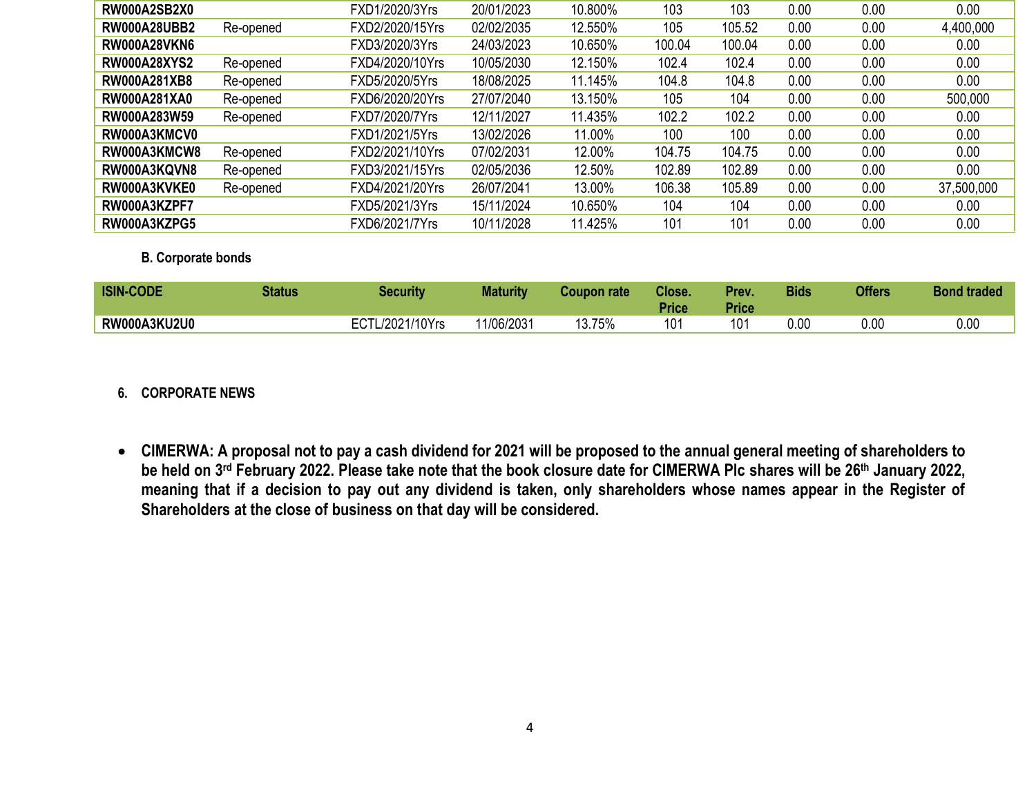| | | | | | | | | | |
|---|---|---|---|---|---|---|---|---|---|
| **RW000A2SB2X0** | | FXD1/2020/3Yrs | 20/01/2023 | 10.800% | 103 | 103 | 0.00 | 0.00 | 0.00 |
| **RW000A28UBB2** | Re-opened | FXD2/2020/15Yrs | 02/02/2035 | 12.550% | 105 | 105.52 | 0.00 | 0.00 | 4,400,000 |
| **RW000A28VKN6** | | FXD3/2020/3Yrs | 24/03/2023 | 10.650% | 100.04 | 100.04 | 0.00 | 0.00 | 0.00 |
| **RW000A28XYS2** | Re-opened | FXD4/2020/10Yrs | 10/05/2030 | 12.150% | 102.4 | 102.4 | 0.00 | 0.00 | 0.00 |
| **RW000A281XB8** | Re-opened | FXD5/2020/5Yrs | 18/08/2025 | 11.145% | 104.8 | 104.8 | 0.00 | 0.00 | 0.00 |
| **RW000A281XA0** | Re-opened | FXD6/2020/20Yrs | 27/07/2040 | 13.150% | 105 | 104 | 0.00 | 0.00 | 500,000 |
| **RW000A283W59** | Re-opened | FXD7/2020/7Yrs | 12/11/2027 | 11.435% | 102.2 | 102.2 | 0.00 | 0.00 | 0.00 |
| **RW000A3KMCV0** | | FXD1/2021/5Yrs | 13/02/2026 | 11.00% | 100 | 100 | 0.00 | 0.00 | 0.00 |
| **RW000A3KMCW8** | Re-opened | FXD2/2021/10Yrs | 07/02/2031 | 12.00% | 104.75 | 104.75 | 0.00 | 0.00 | 0.00 |
| **RW000A3KQVN8** | Re-opened | FXD3/2021/15Yrs | 02/05/2036 | 12.50% | 102.89 | 102.89 | 0.00 | 0.00 | 0.00 |
| **RW000A3KVKE0** | Re-opened | FXD4/2021/20Yrs | 26/07/2041 | 13.00% | 106.38 | 105.89 | 0.00 | 0.00 | 37,500,000 |
| **RW000A3KZPF7** | | FXD5/2021/3Yrs | 15/11/2024 | 10.650% | 104 | 104 | 0.00 | 0.00 | 0.00 |
| **RW000A3KZPG5** | | FXD6/2021/7Yrs | 10/11/2028 | 11.425% | 101 | 101 | 0.00 | 0.00 | 0.00 |

**B. Corporate bonds**

| ISIN-CODE | Status | Security | Maturity | Coupon rate | Close. Price | Prev. Price | Bids | Offers | Bond traded |
|---|---|---|---|---|---|---|---|---|---|
| **RW000A3KU2U0** | | ECTL/2021/10Yrs | 11/06/2031 | 13.75% | 101 | 101 | 0.00 | 0.00 | 0.00 |

## 6. CORPORATE NEWS

- **CIMERWA: A proposal not to pay a cash dividend for 2021 will be proposed to the annual general meeting of shareholders to be held on 3rd February 2022. Please take note that the book closure date for CIMERWA Plc shares will be 26th January 2022, meaning that if a decision to pay out any dividend is taken, only shareholders whose names appear in the Register of Shareholders at the close of business on that day will be considered.**